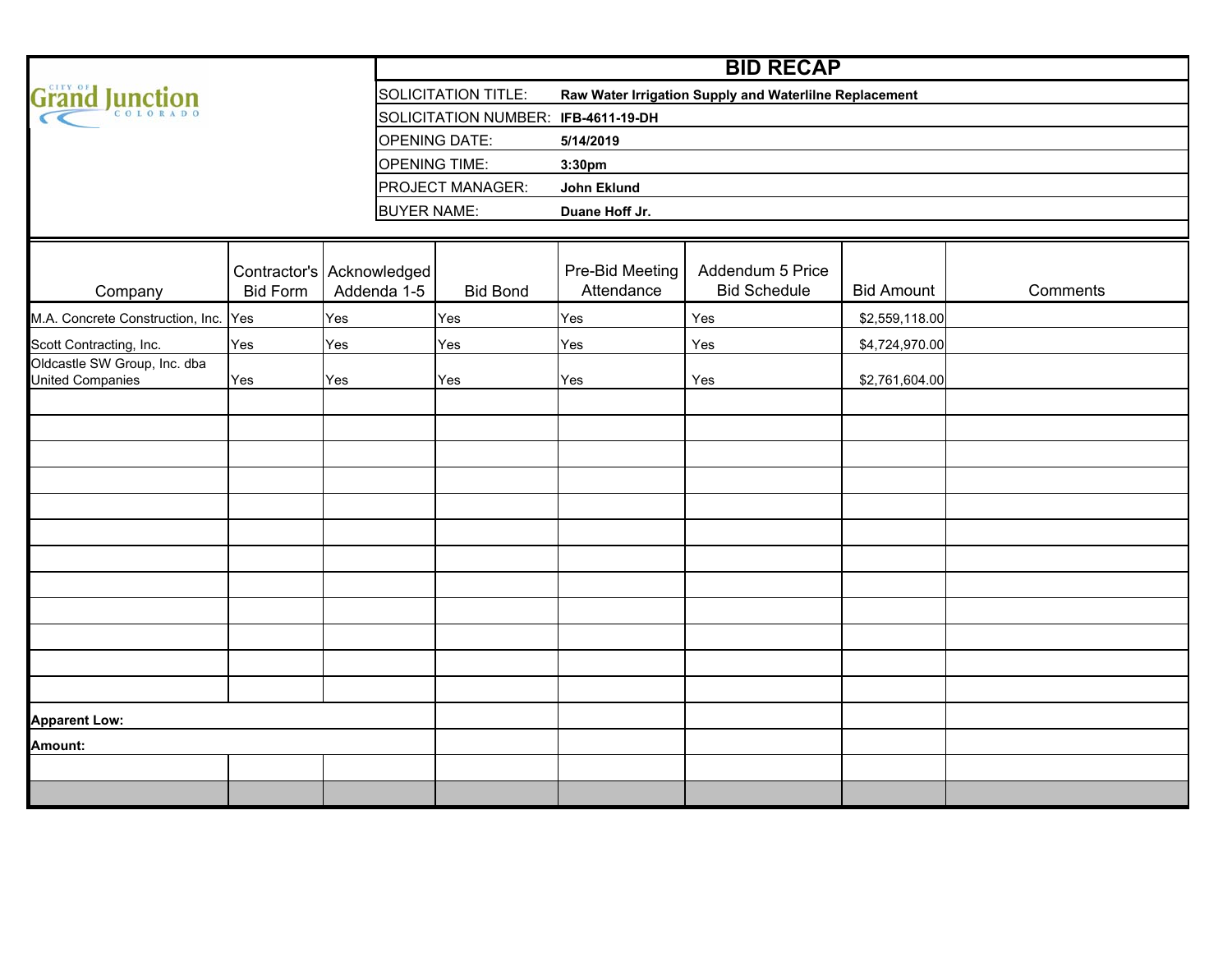City of Grand Junction Colorado

# BID RECAP

| | |
|---|---|
| SOLICITATION TITLE: | **Raw Water Irrigation Supply and Waterlilne Replacement** |
| SOLICITATION NUMBER: | **IFB-4611-19-DH** |
| OPENING DATE: | **5/14/2019** |
| OPENING TIME: | **3:30pm** |
| PROJECT MANAGER: | **John Eklund** |
| BUYER NAME: | **Duane Hoff Jr.** |

| Company | Contractor's Bid Form | Acknowledged Addenda 1-5 | Bid Bond | Pre-Bid Meeting Attendance | Addendum 5 Price Bid Schedule | Bid Amount | Comments |
|---|---|---|---|---|---|---|---|
| M.A. Concrete Construction, Inc. | Yes | Yes | Yes | Yes | Yes | $2,559,118.00 | |
| Scott Contracting, Inc. | Yes | Yes | Yes | Yes | Yes | $4,724,970.00 | |
| Oldcastle SW Group, Inc. dba United Companies | Yes | Yes | Yes | Yes | Yes | $2,761,604.00 | |
| | | | | | | | |
| | | | | | | | |
| | | | | | | | |
| | | | | | | | |
| | | | | | | | |
| | | | | | | | |
| | | | | | | | |
| | | | | | | | |
| | | | | | | | |
| | | | | | | | |
| | | | | | | | |
| | | | | | | | |
| **Apparent Low:** | | | | | | | |
| **Amount:** | | | | | | | |
| | | | | | | | |
| | | | | | | | |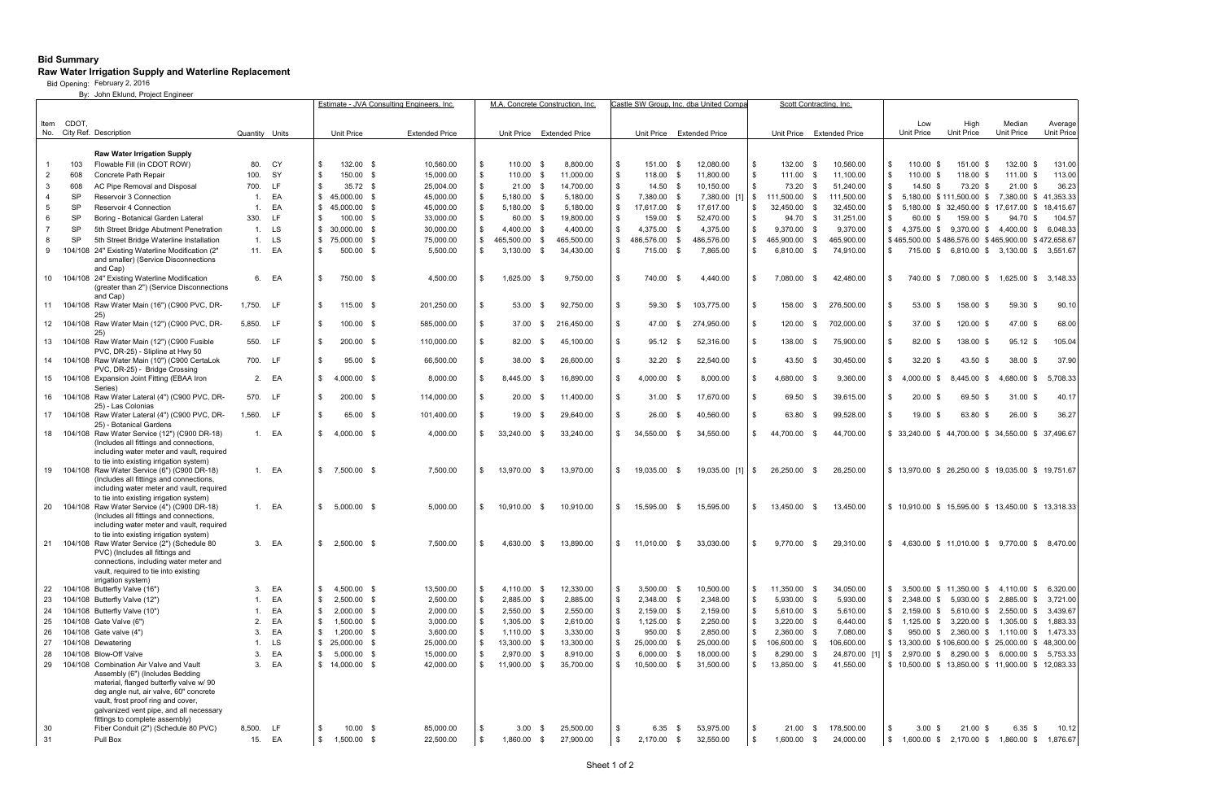**Bid Summary**

**Raw Water Irrigation Supply and Waterline Replacement**

Bid Opening: February 2, 2016

By: John Eklund, Project Engineer

| Item No. | CDOT, City Ref. | Description | Quantity | Units | Estimate - JVA Consulting Engineers, Inc. Unit Price | Extended Price | M.A. Concrete Construction, Inc. Unit Price | Extended Price | Castle SW Group, Inc. dba United Compa Unit Price | Extended Price | Scott Contracting, Inc. Unit Price | Extended Price | Low Unit Price | High Unit Price | Median Unit Price | Average Unit Price |
|---|---|---|---|---|---|---|---|---|---|---|---|---|---|---|---|---|
| | | **Raw Water Irrigation Supply** | | | | | | | | | | | | | | |
| 1 | 103 | Flowable Fill (in CDOT ROW) | 80. | CY | $ 132.00 | $ 10,560.00 | $ 110.00 | $ 8,800.00 | $ 151.00 | $ 12,080.00 | $ 132.00 | $ 10,560.00 | $ 110.00 | $ 151.00 | $ 132.00 | $ 131.00 |
| 2 | 608 | Concrete Path Repair | 100. | SY | $ 150.00 | $ 15,000.00 | $ 110.00 | $ 11,000.00 | $ 118.00 | $ 11,800.00 | $ 111.00 | $ 11,100.00 | $ 110.00 | $ 118.00 | $ 111.00 | $ 113.00 |
| 3 | 608 | AC Pipe Removal and Disposal | 700. | LF | $ 35.72 | $ 25,004.00 | $ 21.00 | $ 14,700.00 | $ 14.50 | $ 10,150.00 | $ 73.20 | $ 51,240.00 | $ 14.50 | $ 73.20 | $ 21.00 | $ 36.23 |
| 4 | SP | Reservoir 3 Connection | 1. | EA | $ 45,000.00 | $ 45,000.00 | $ 5,180.00 | $ 5,180.00 | $ 7,380.00 | $ 7,380.00 [1] | $ 111,500.00 | $ 111,500.00 | $ 5,180.00 | $ 111,500.00 | $ 7,380.00 | $ 41,353.33 |
| 5 | SP | Reservoir 4 Connection | 1. | EA | $ 45,000.00 | $ 45,000.00 | $ 5,180.00 | $ 5,180.00 | $ 17,617.00 | $ 17,617.00 | $ 32,450.00 | $ 32,450.00 | $ 5,180.00 | $ 32,450.00 | $ 17,617.00 | $ 18,415.67 |
| 6 | SP | Boring - Botanical Garden Lateral | 330. | LF | $ 100.00 | $ 33,000.00 | $ 60.00 | $ 19,800.00 | $ 159.00 | $ 52,470.00 | $ 94.70 | $ 31,251.00 | $ 60.00 | $ 159.00 | $ 94.70 | $ 104.57 |
| 7 | SP | 5th Street Bridge Abutment Penetration | 1. | LS | $ 30,000.00 | $ 30,000.00 | $ 4,400.00 | $ 4,400.00 | $ 4,375.00 | $ 4,375.00 | $ 9,370.00 | $ 9,370.00 | $ 4,375.00 | $ 9,370.00 | $ 4,400.00 | $ 6,048.33 |
| 8 | SP | 5th Street Bridge Waterline Installation | 1. | LS | $ 75,000.00 | $ 75,000.00 | $ 465,500.00 | $ 465,500.00 | $ 486,576.00 | $ 486,576.00 | $ 465,900.00 | $ 465,900.00 | $ 465,500.00 | $ 486,576.00 | $ 465,900.00 | $ 472,658.67 |
| 9 | 104/108 | 24" Existing Waterline Modification (2" and smaller) (Service Disconnections and Cap) | 11. | EA | $ 500.00 | $ 5,500.00 | $ 3,130.00 | $ 34,430.00 | $ 715.00 | $ 7,865.00 | $ 6,810.00 | $ 74,910.00 | $ 715.00 | $ 6,810.00 | $ 3,130.00 | $ 3,551.67 |
| 10 | 104/108 | 24" Existing Waterline Modification (greater than 2") (Service Disconnections and Cap) | 6. | EA | $ 750.00 | $ 4,500.00 | $ 1,625.00 | $ 9,750.00 | $ 740.00 | $ 4,440.00 | $ 7,080.00 | $ 42,480.00 | $ 740.00 | $ 7,080.00 | $ 1,625.00 | $ 3,148.33 |
| 11 | 104/108 | Raw Water Main (16") (C900 PVC, DR-25) | 1,750. | LF | $ 115.00 | $ 201,250.00 | $ 53.00 | $ 92,750.00 | $ 59.30 | $ 103,775.00 | $ 158.00 | $ 276,500.00 | $ 53.00 | $ 158.00 | $ 59.30 | $ 90.10 |
| 12 | 104/108 | Raw Water Main (12") (C900 PVC, DR-25) | 5,850. | LF | $ 100.00 | $ 585,000.00 | $ 37.00 | $ 216,450.00 | $ 47.00 | $ 274,950.00 | $ 120.00 | $ 702,000.00 | $ 37.00 | $ 120.00 | $ 47.00 | $ 68.00 |
| 13 | 104/108 | Raw Water Main (12") (C900 Fusible PVC, DR-25) - Slipline at Hwy 50 | 550. | LF | $ 200.00 | $ 110,000.00 | $ 82.00 | $ 45,100.00 | $ 95.12 | $ 52,316.00 | $ 138.00 | $ 75,900.00 | $ 82.00 | $ 138.00 | $ 95.12 | $ 105.04 |
| 14 | 104/108 | Raw Water Main (10") (C900 CertaLok PVC, DR-25) - Bridge Crossing | 700. | LF | $ 95.00 | $ 66,500.00 | $ 38.00 | $ 26,600.00 | $ 32.20 | $ 22,540.00 | $ 43.50 | $ 30,450.00 | $ 32.20 | $ 43.50 | $ 38.00 | $ 37.90 |
| 15 | 104/108 | Expansion Joint Fitting (EBAA Iron Series) | 2. | EA | $ 4,000.00 | $ 8,000.00 | $ 8,445.00 | $ 16,890.00 | $ 4,000.00 | $ 8,000.00 | $ 4,680.00 | $ 9,360.00 | $ 4,000.00 | $ 8,445.00 | $ 4,680.00 | $ 5,708.33 |
| 16 | 104/108 | Raw Water Lateral (4") (C900 PVC, DR-25) - Las Colonias | 570. | LF | $ 200.00 | $ 114,000.00 | $ 20.00 | $ 11,400.00 | $ 31.00 | $ 17,670.00 | $ 69.50 | $ 39,615.00 | $ 20.00 | $ 69.50 | $ 31.00 | $ 40.17 |
| 17 | 104/108 | Raw Water Lateral (4") (C900 PVC, DR-25) - Botanical Gardens | 1,560. | LF | $ 65.00 | $ 101,400.00 | $ 19.00 | $ 29,640.00 | $ 26.00 | $ 40,560.00 | $ 63.80 | $ 99,528.00 | $ 19.00 | $ 63.80 | $ 26.00 | $ 36.27 |
| 18 | 104/108 | Raw Water Service (12") (C900 DR-18) (Includes all fittings and connections, including water meter and vault, required to tie into existing irrigation system) | 1. | EA | $ 4,000.00 | $ 4,000.00 | $ 33,240.00 | $ 33,240.00 | $ 34,550.00 | $ 34,550.00 | $ 44,700.00 | $ 44,700.00 | $ 33,240.00 | $ 44,700.00 | $ 34,550.00 | $ 37,496.67 |
| 19 | 104/108 | Raw Water Service (6") (C900 DR-18) (Includes all fittings and connections, including water meter and vault, required to tie into existing irrigation system) | 1. | EA | $ 7,500.00 | $ 7,500.00 | $ 13,970.00 | $ 13,970.00 | $ 19,035.00 | $ 19,035.00 [1] | $ 26,250.00 | $ 26,250.00 | $ 13,970.00 | $ 26,250.00 | $ 19,035.00 | $ 19,751.67 |
| 20 | 104/108 | Raw Water Service (4") (C900 DR-18) (Includes all fittings and connections, including water meter and vault, required to tie into existing irrigation system) | 1. | EA | $ 5,000.00 | $ 5,000.00 | $ 10,910.00 | $ 10,910.00 | $ 15,595.00 | $ 15,595.00 | $ 13,450.00 | $ 13,450.00 | $ 10,910.00 | $ 15,595.00 | $ 13,450.00 | $ 13,318.33 |
| 21 | 104/108 | Raw Water Service (2") (Schedule 80 PVC) (Includes all fittings and connections, including water meter and vault, required to tie into existing irrigation system) | 3. | EA | $ 2,500.00 | $ 7,500.00 | $ 4,630.00 | $ 13,890.00 | $ 11,010.00 | $ 33,030.00 | $ 9,770.00 | $ 29,310.00 | $ 4,630.00 | $ 11,010.00 | $ 9,770.00 | $ 8,470.00 |
| 22 | 104/108 | Butterfly Valve (16") | 3. | EA | $ 4,500.00 | $ 13,500.00 | $ 4,110.00 | $ 12,330.00 | $ 3,500.00 | $ 10,500.00 | $ 11,350.00 | $ 34,050.00 | $ 3,500.00 | $ 11,350.00 | $ 4,110.00 | $ 6,320.00 |
| 23 | 104/108 | Butterfly Valve (12") | 1. | EA | $ 2,500.00 | $ 2,500.00 | $ 2,885.00 | $ 2,885.00 | $ 2,348.00 | $ 2,348.00 | $ 5,930.00 | $ 5,930.00 | $ 2,348.00 | $ 5,930.00 | $ 2,885.00 | $ 3,721.00 |
| 24 | 104/108 | Butterfly Valve (10") | 1. | EA | $ 2,000.00 | $ 2,000.00 | $ 2,550.00 | $ 2,550.00 | $ 2,159.00 | $ 2,159.00 | $ 5,610.00 | $ 5,610.00 | $ 2,159.00 | $ 5,610.00 | $ 2,550.00 | $ 3,439.67 |
| 25 | 104/108 | Gate Valve (6") | 2. | EA | $ 1,500.00 | $ 3,000.00 | $ 1,305.00 | $ 2,610.00 | $ 1,125.00 | $ 2,250.00 | $ 3,220.00 | $ 6,440.00 | $ 1,125.00 | $ 3,220.00 | $ 1,305.00 | $ 1,883.33 |
| 26 | 104/108 | Gate valve (4") | 3. | EA | $ 1,200.00 | $ 3,600.00 | $ 1,110.00 | $ 3,330.00 | $ 950.00 | $ 2,850.00 | $ 2,360.00 | $ 7,080.00 | $ 950.00 | $ 2,360.00 | $ 1,110.00 | $ 1,473.33 |
| 27 | 104/108 | Dewatering | 1. | LS | $ 25,000.00 | $ 25,000.00 | $ 13,300.00 | $ 13,300.00 | $ 25,000.00 | $ 25,000.00 | $ 106,600.00 | $ 106,600.00 | $ 13,300.00 | $ 106,600.00 | $ 25,000.00 | $ 48,300.00 |
| 28 | 104/108 | Blow-Off Valve | 3. | EA | $ 5,000.00 | $ 15,000.00 | $ 2,970.00 | $ 8,910.00 | $ 6,000.00 | $ 18,000.00 | $ 8,290.00 | $ 24,870.00 [1] | $ 2,970.00 | $ 8,290.00 | $ 6,000.00 | $ 5,753.33 |
| 29 | 104/108 | Combination Air Valve and Vault Assembly (6") (Includes Bedding material, flanged butterfly valve w/ 90 deg angle nut, air valve, 60" concrete vault, frost proof ring and cover, galvanized vent pipe, and all necessary fittings to complete assembly) | 3. | EA | $ 14,000.00 | $ 42,000.00 | $ 11,900.00 | $ 35,700.00 | $ 10,500.00 | $ 31,500.00 | $ 13,850.00 | $ 41,550.00 | $ 10,500.00 | $ 13,850.00 | $ 11,900.00 | $ 12,083.33 |
| 30 | | Fiber Conduit (2") (Schedule 80 PVC) | 8,500. | LF | $ 10.00 | $ 85,000.00 | $ 3.00 | $ 25,500.00 | $ 6.35 | $ 53,975.00 | $ 21.00 | $ 178,500.00 | $ 3.00 | $ 21.00 | $ 6.35 | $ 10.12 |
| 31 | | Pull Box | 15. | EA | $ 1,500.00 | $ 22,500.00 | $ 1,860.00 | $ 27,900.00 | $ 2,170.00 | $ 32,550.00 | $ 1,600.00 | $ 24,000.00 | $ 1,600.00 | $ 2,170.00 | $ 1,860.00 | $ 1,876.67 |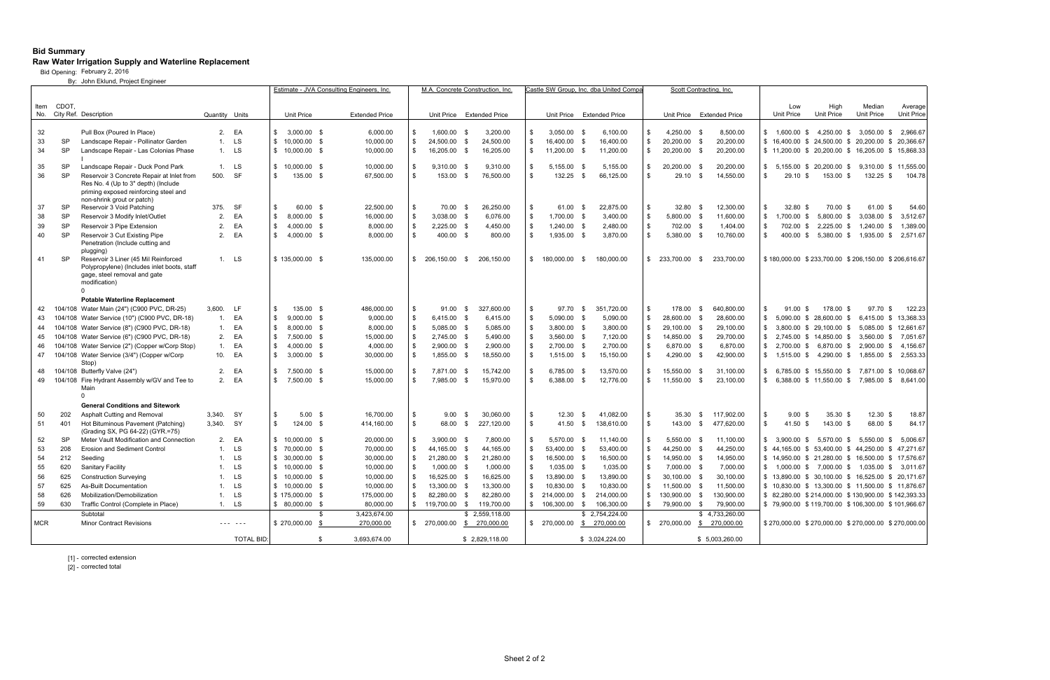**Bid Summary**

**Raw Water Irrigation Supply and Waterline Replacement**

Bid Opening: February 2, 2016

By: John Eklund, Project Engineer

| Item No. | CDOT, City Ref. | Description | Quantity | Units | Estimate - JVA Consulting Engineers, Inc. Unit Price | Extended Price | M.A. Concrete Construction, Inc. Unit Price | Extended Price | Castle SW Group, Inc. dba United Compa Unit Price | Extended Price | Scott Contracting, Inc. Unit Price | Extended Price | Low Unit Price | High Unit Price | Median Unit Price | Average Unit Price |
|---|---|---|---|---|---|---|---|---|---|---|---|---|---|---|---|---|
| 32 | | Pull Box (Poured In Place) | 2. | EA | $ 3,000.00 | $ 6,000.00 | $ 1,600.00 | $ 3,200.00 | $ 3,050.00 | $ 6,100.00 | $ 4,250.00 | $ 8,500.00 | $ 1,600.00 | $ 4,250.00 | $ 3,050.00 | $ 2,966.67 |
| 33 | SP | Landscape Repair - Pollinator Garden | 1. | LS | $ 10,000.00 | $ 10,000.00 | $ 24,500.00 | $ 24,500.00 | $ 16,400.00 | $ 16,400.00 | $ 20,200.00 | $ 20,200.00 | $ 16,400.00 | $ 24,500.00 | $ 20,200.00 | $ 20,366.67 |
| 34 | SP | Landscape Repair - Las Colonias Phase I | 1. | LS | $ 10,000.00 | $ 10,000.00 | $ 16,205.00 | $ 16,205.00 | $ 11,200.00 | $ 11,200.00 | $ 20,200.00 | $ 20,200.00 | $ 11,200.00 | $ 20,200.00 | $ 16,205.00 | $ 15,868.33 |
| 35 | SP | Landscape Repair - Duck Pond Park | 1. | LS | $ 10,000.00 | $ 10,000.00 | $ 9,310.00 | $ 9,310.00 | $ 5,155.00 | $ 5,155.00 | $ 20,200.00 | $ 20,200.00 | $ 5,155.00 | $ 20,200.00 | $ 9,310.00 | $ 11,555.00 |
| 36 | SP | Reservoir 3 Concrete Repair at Inlet from Res No. 4 (Up to 3" depth) (Include priming exposed reinforcing steel and non-shrink grout or patch) | 500. | SF | $ 135.00 | $ 67,500.00 | $ 153.00 | $ 76,500.00 | $ 132.25 | $ 66,125.00 | $ 29.10 | $ 14,550.00 | $ 29.10 | $ 153.00 | $ 132.25 | $ 104.78 |
| 37 | SP | Reservoir 3 Void Patching | 375. | SF | $ 60.00 | $ 22,500.00 | $ 70.00 | $ 26,250.00 | $ 61.00 | $ 22,875.00 | $ 32.80 | $ 12,300.00 | $ 32.80 | $ 70.00 | $ 61.00 | $ 54.60 |
| 38 | SP | Reservoir 3 Modify Inlet/Outlet | 2. | EA | $ 8,000.00 | $ 16,000.00 | $ 3,038.00 | $ 6,076.00 | $ 1,700.00 | $ 3,400.00 | $ 5,800.00 | $ 11,600.00 | $ 1,700.00 | $ 5,800.00 | $ 3,038.00 | $ 3,512.67 |
| 39 | SP | Reservoir 3 Pipe Extension | 2. | EA | $ 4,000.00 | $ 8,000.00 | $ 2,225.00 | $ 4,450.00 | $ 1,240.00 | $ 2,480.00 | $ 702.00 | $ 1,404.00 | $ 702.00 | $ 2,225.00 | $ 1,240.00 | $ 1,389.00 |
| 40 | SP | Reservoir 3 Cut Existing Pipe Penetration (Include cutting and plugging) | 2. | EA | $ 4,000.00 | $ 8,000.00 | $ 400.00 | $ 800.00 | $ 1,935.00 | $ 3,870.00 | $ 5,380.00 | $ 10,760.00 | $ 400.00 | $ 5,380.00 | $ 1,935.00 | $ 2,571.67 |
| 41 | SP | Reservoir 3 Liner (45 Mil Reinforced Polypropylene) (Includes inlet boots, staff gage, steel removal and gate modification) 0 | 1. | LS | $ 135,000.00 | $ 135,000.00 | $ 206,150.00 | $ 206,150.00 | $ 180,000.00 | $ 180,000.00 | $ 233,700.00 | $ 233,700.00 | $ 180,000.00 | $ 233,700.00 | $ 206,150.00 | $ 206,616.67 |
| | | **Potable Waterline Replacement** | | | | | | | | | | | | | | |
| 42 | 104/108 | Water Main (24") (C900 PVC, DR-25) | 3,600. | LF | $ 135.00 | $ 486,000.00 | $ 91.00 | $ 327,600.00 | $ 97.70 | $ 351,720.00 | $ 178.00 | $ 640,800.00 | $ 91.00 | $ 178.00 | $ 97.70 | $ 122.23 |
| 43 | 104/108 | Water Service (10") (C900 PVC, DR-18) | 1. | EA | $ 9,000.00 | $ 9,000.00 | $ 6,415.00 | $ 6,415.00 | $ 5,090.00 | $ 5,090.00 | $ 28,600.00 | $ 28,600.00 | $ 5,090.00 | $ 28,600.00 | $ 6,415.00 | $ 13,368.33 |
| 44 | 104/108 | Water Service (8") (C900 PVC, DR-18) | 1. | EA | $ 8,000.00 | $ 8,000.00 | $ 5,085.00 | $ 5,085.00 | $ 3,800.00 | $ 3,800.00 | $ 29,100.00 | $ 29,100.00 | $ 3,800.00 | $ 29,100.00 | $ 5,085.00 | $ 12,661.67 |
| 45 | 104/108 | Water Service (6") (C900 PVC, DR-18) | 2. | EA | $ 7,500.00 | $ 15,000.00 | $ 2,745.00 | $ 5,490.00 | $ 3,560.00 | $ 7,120.00 | $ 14,850.00 | $ 29,700.00 | $ 2,745.00 | $ 14,850.00 | $ 3,560.00 | $ 7,051.67 |
| 46 | 104/108 | Water Service (2") (Copper w/Corp Stop) | 1. | EA | $ 4,000.00 | $ 4,000.00 | $ 2,900.00 | $ 2,900.00 | $ 2,700.00 | $ 2,700.00 | $ 6,870.00 | $ 6,870.00 | $ 2,700.00 | $ 6,870.00 | $ 2,900.00 | $ 4,156.67 |
| 47 | 104/108 | Water Service (3/4") (Copper w/Corp Stop) | 10. | EA | $ 3,000.00 | $ 30,000.00 | $ 1,855.00 | $ 18,550.00 | $ 1,515.00 | $ 15,150.00 | $ 4,290.00 | $ 42,900.00 | $ 1,515.00 | $ 4,290.00 | $ 1,855.00 | $ 2,553.33 |
| 48 | 104/108 | Butterfly Valve (24") | 2. | EA | $ 7,500.00 | $ 15,000.00 | $ 7,871.00 | $ 15,742.00 | $ 6,785.00 | $ 13,570.00 | $ 15,550.00 | $ 31,100.00 | $ 6,785.00 | $ 15,550.00 | $ 7,871.00 | $ 10,068.67 |
| 49 | 104/108 | Fire Hydrant Assembly w/GV and Tee to Main 0 | 2. | EA | $ 7,500.00 | $ 15,000.00 | $ 7,985.00 | $ 15,970.00 | $ 6,388.00 | $ 12,776.00 | $ 11,550.00 | $ 23,100.00 | $ 6,388.00 | $ 11,550.00 | $ 7,985.00 | $ 8,641.00 |
| | | **General Conditions and Sitework** | | | | | | | | | | | | | | |
| 50 | 202 | Asphalt Cutting and Removal | 3,340. | SY | $ 5.00 | $ 16,700.00 | $ 9.00 | $ 30,060.00 | $ 12.30 | $ 41,082.00 | $ 35.30 | $ 117,902.00 | $ 9.00 | $ 35.30 | $ 12.30 | $ 18.87 |
| 51 | 401 | Hot Bituminous Pavement (Patching) (Grading SX, PG 64-22) (GYR.=75) | 3,340. | SY | $ 124.00 | $ 414,160.00 | $ 68.00 | $ 227,120.00 | $ 41.50 | $ 138,610.00 | $ 143.00 | $ 477,620.00 | $ 41.50 | $ 143.00 | $ 68.00 | $ 84.17 |
| 52 | SP | Meter Vault Modification and Connection | 2. | EA | $ 10,000.00 | $ 20,000.00 | $ 3,900.00 | $ 7,800.00 | $ 5,570.00 | $ 11,140.00 | $ 5,550.00 | $ 11,100.00 | $ 3,900.00 | $ 5,570.00 | $ 5,550.00 | $ 5,006.67 |
| 53 | 208 | Erosion and Sediment Control | 1. | LS | $ 70,000.00 | $ 70,000.00 | $ 44,165.00 | $ 44,165.00 | $ 53,400.00 | $ 53,400.00 | $ 44,250.00 | $ 44,250.00 | $ 44,165.00 | $ 53,400.00 | $ 44,250.00 | $ 47,271.67 |
| 54 | 212 | Seeding | 1. | LS | $ 30,000.00 | $ 30,000.00 | $ 21,280.00 | $ 21,280.00 | $ 16,500.00 | $ 16,500.00 | $ 14,950.00 | $ 14,950.00 | $ 14,950.00 | $ 21,280.00 | $ 16,500.00 | $ 17,576.67 |
| 55 | 620 | Sanitary Facility | 1. | LS | $ 10,000.00 | $ 10,000.00 | $ 1,000.00 | $ 1,000.00 | $ 1,035.00 | $ 1,035.00 | $ 7,000.00 | $ 7,000.00 | $ 1,000.00 | $ 7,000.00 | $ 1,035.00 | $ 3,011.67 |
| 56 | 625 | Construction Surveying | 1. | LS | $ 10,000.00 | $ 10,000.00 | $ 16,525.00 | $ 16,625.00 | $ 13,890.00 | $ 13,890.00 | $ 30,100.00 | $ 30,100.00 | $ 13,890.00 | $ 30,100.00 | $ 16,525.00 | $ 20,171.67 |
| 57 | 625 | As-Built Documentation | 1. | LS | $ 10,000.00 | $ 10,000.00 | $ 13,300.00 | $ 13,300.00 | $ 10,830.00 | $ 10,830.00 | $ 11,500.00 | $ 11,500.00 | $ 10,830.00 | $ 13,300.00 | $ 11,500.00 | $ 11,876.67 |
| 58 | 626 | Mobilization/Demobilization | 1. | LS | $ 175,000.00 | $ 175,000.00 | $ 82,280.00 | $ 82,280.00 | $ 214,000.00 | $ 214,000.00 | $ 130,900.00 | $ 130,900.00 | $ 82,280.00 | $ 214,000.00 | $ 130,900.00 | $ 142,393.33 |
| 59 | 630 | Traffic Control (Complete in Place) | 1. | LS | $ 80,000.00 | $ 80,000.00 | $ 119,700.00 | $ 119,700.00 | $ 106,300.00 | $ 106,300.00 | $ 79,900.00 | $ 79,900.00 | $ 79,900.00 | $ 119,700.00 | $ 106,300.00 | $ 101,966.67 |
| | | Subtotal | | | | $ 3,423,674.00 | | $ 2,559,118.00 | | $ 2,754,224.00 | | $ 4,733,260.00 | | | | |
| MCR | | Minor Contract Revisions | --- | --- | $ 270,000.00 | $ 270,000.00 | $ 270,000.00 | $ 270,000.00 | $ 270,000.00 | $ 270,000.00 | $ 270,000.00 | $ 270,000.00 | $ 270,000.00 | $ 270,000.00 | $ 270,000.00 | $ 270,000.00 |
| | | | | TOTAL BID: | | $ 3,693,674.00 | | $ 2,829,118.00 | | $ 3,024,224.00 | | $ 5,003,260.00 | | | | |

[1] - corrected extension

[2] - corrected total